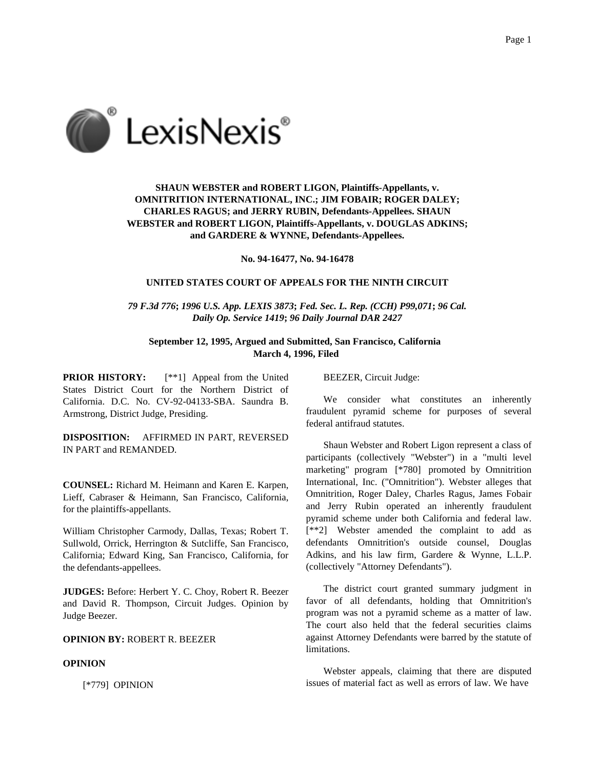**SHAUN WEBSTER and ROBERT LIGON, Plaintiffs-Appellants, v. OMNITRITION INTERNATIONAL, INC.; JIM FOBAIR; ROGER DALEY; CHARLES RAGUS; and JERRY RUBIN, Defendants-Appellees. SHAUN WEBSTER and ROBERT LIGON, Plaintiffs-Appellants, v. DOUGLAS ADKINS; and GARDERE & WYNNE, Defendants-Appellees.**

**No. 94-16477, No. 94-16478**

**UNITED STATES COURT OF APPEALS FOR THE NINTH CIRCUIT**

***79 F.3d 776*; *1996 U.S. App. LEXIS 3873*; *Fed. Sec. L. Rep. (CCH) P99,071*; *96 Cal. Daily Op. Service 1419*; *96 Daily Journal DAR 2427***

**September 12, 1995, Argued and Submitted, San Francisco, California**
**March 4, 1996, Filed**

**PRIOR HISTORY:** [**1] Appeal from the United States District Court for the Northern District of California. D.C. No. CV-92-04133-SBA. Saundra B. Armstrong, District Judge, Presiding.

**DISPOSITION:** AFFIRMED IN PART, REVERSED IN PART and REMANDED.

**COUNSEL:** Richard M. Heimann and Karen E. Karpen, Lieff, Cabraser & Heimann, San Francisco, California, for the plaintiffs-appellants.

William Christopher Carmody, Dallas, Texas; Robert T. Sullwold, Orrick, Herrington & Sutcliffe, San Francisco, California; Edward King, San Francisco, California, for the defendants-appellees.

**JUDGES:** Before: Herbert Y. C. Choy, Robert R. Beezer and David R. Thompson, Circuit Judges. Opinion by Judge Beezer.

**OPINION BY:** ROBERT R. BEEZER

**OPINION**

[*779] OPINION

BEEZER, Circuit Judge:

We consider what constitutes an inherently fraudulent pyramid scheme for purposes of several federal antifraud statutes.

Shaun Webster and Robert Ligon represent a class of participants (collectively "Webster") in a "multi level marketing" program [*780] promoted by Omnitrition International, Inc. ("Omnitrition"). Webster alleges that Omnitrition, Roger Daley, Charles Ragus, James Fobair and Jerry Rubin operated an inherently fraudulent pyramid scheme under both California and federal law. [**2] Webster amended the complaint to add as defendants Omnitrition's outside counsel, Douglas Adkins, and his law firm, Gardere & Wynne, L.L.P. (collectively "Attorney Defendants").

The district court granted summary judgment in favor of all defendants, holding that Omnitrition's program was not a pyramid scheme as a matter of law. The court also held that the federal securities claims against Attorney Defendants were barred by the statute of limitations.

Webster appeals, claiming that there are disputed issues of material fact as well as errors of law. We have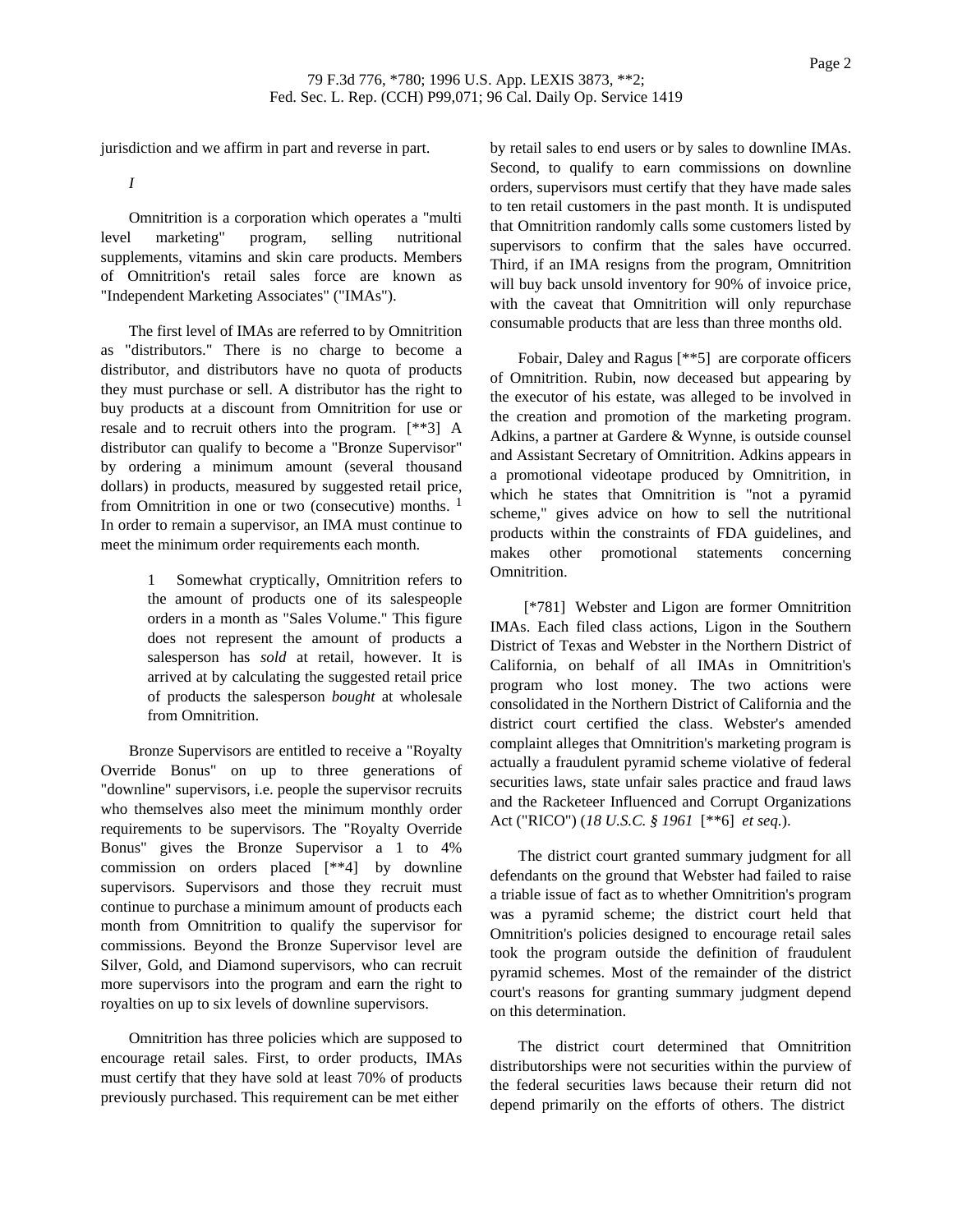jurisdiction and we affirm in part and reverse in part.

*I*

Omnitrition is a corporation which operates a "multi level marketing" program, selling nutritional supplements, vitamins and skin care products. Members of Omnitrition's retail sales force are known as "Independent Marketing Associates" ("IMAs").

The first level of IMAs are referred to by Omnitrition as "distributors." There is no charge to become a distributor, and distributors have no quota of products they must purchase or sell. A distributor has the right to buy products at a discount from Omnitrition for use or resale and to recruit others into the program. [**3] A distributor can qualify to become a "Bronze Supervisor" by ordering a minimum amount (several thousand dollars) in products, measured by suggested retail price, from Omnitrition in one or two (consecutive) months. [1] In order to remain a supervisor, an IMA must continue to meet the minimum order requirements each month.

> 1 Somewhat cryptically, Omnitrition refers to the amount of products one of its salespeople orders in a month as "Sales Volume." This figure does not represent the amount of products a salesperson has *sold* at retail, however. It is arrived at by calculating the suggested retail price of products the salesperson *bought* at wholesale from Omnitrition.

Bronze Supervisors are entitled to receive a "Royalty Override Bonus" on up to three generations of "downline" supervisors, i.e. people the supervisor recruits who themselves also meet the minimum monthly order requirements to be supervisors. The "Royalty Override Bonus" gives the Bronze Supervisor a 1 to 4% commission on orders placed [**4] by downline supervisors. Supervisors and those they recruit must continue to purchase a minimum amount of products each month from Omnitrition to qualify the supervisor for commissions. Beyond the Bronze Supervisor level are Silver, Gold, and Diamond supervisors, who can recruit more supervisors into the program and earn the right to royalties on up to six levels of downline supervisors.

Omnitrition has three policies which are supposed to encourage retail sales. First, to order products, IMAs must certify that they have sold at least 70% of products previously purchased. This requirement can be met either by retail sales to end users or by sales to downline IMAs. Second, to qualify to earn commissions on downline orders, supervisors must certify that they have made sales to ten retail customers in the past month. It is undisputed that Omnitrition randomly calls some customers listed by supervisors to confirm that the sales have occurred. Third, if an IMA resigns from the program, Omnitrition will buy back unsold inventory for 90% of invoice price, with the caveat that Omnitrition will only repurchase consumable products that are less than three months old.

Fobair, Daley and Ragus [**5] are corporate officers of Omnitrition. Rubin, now deceased but appearing by the executor of his estate, was alleged to be involved in the creation and promotion of the marketing program. Adkins, a partner at Gardere & Wynne, is outside counsel and Assistant Secretary of Omnitrition. Adkins appears in a promotional videotape produced by Omnitrition, in which he states that Omnitrition is "not a pyramid scheme," gives advice on how to sell the nutritional products within the constraints of FDA guidelines, and makes other promotional statements concerning Omnitrition.

[*781] Webster and Ligon are former Omnitrition IMAs. Each filed class actions, Ligon in the Southern District of Texas and Webster in the Northern District of California, on behalf of all IMAs in Omnitrition's program who lost money. The two actions were consolidated in the Northern District of California and the district court certified the class. Webster's amended complaint alleges that Omnitrition's marketing program is actually a fraudulent pyramid scheme violative of federal securities laws, state unfair sales practice and fraud laws and the Racketeer Influenced and Corrupt Organizations Act ("RICO") (*18 U.S.C. § 1961* [**6] *et seq.*).

The district court granted summary judgment for all defendants on the ground that Webster had failed to raise a triable issue of fact as to whether Omnitrition's program was a pyramid scheme; the district court held that Omnitrition's policies designed to encourage retail sales took the program outside the definition of fraudulent pyramid schemes. Most of the remainder of the district court's reasons for granting summary judgment depend on this determination.

The district court determined that Omnitrition distributorships were not securities within the purview of the federal securities laws because their return did not depend primarily on the efforts of others. The district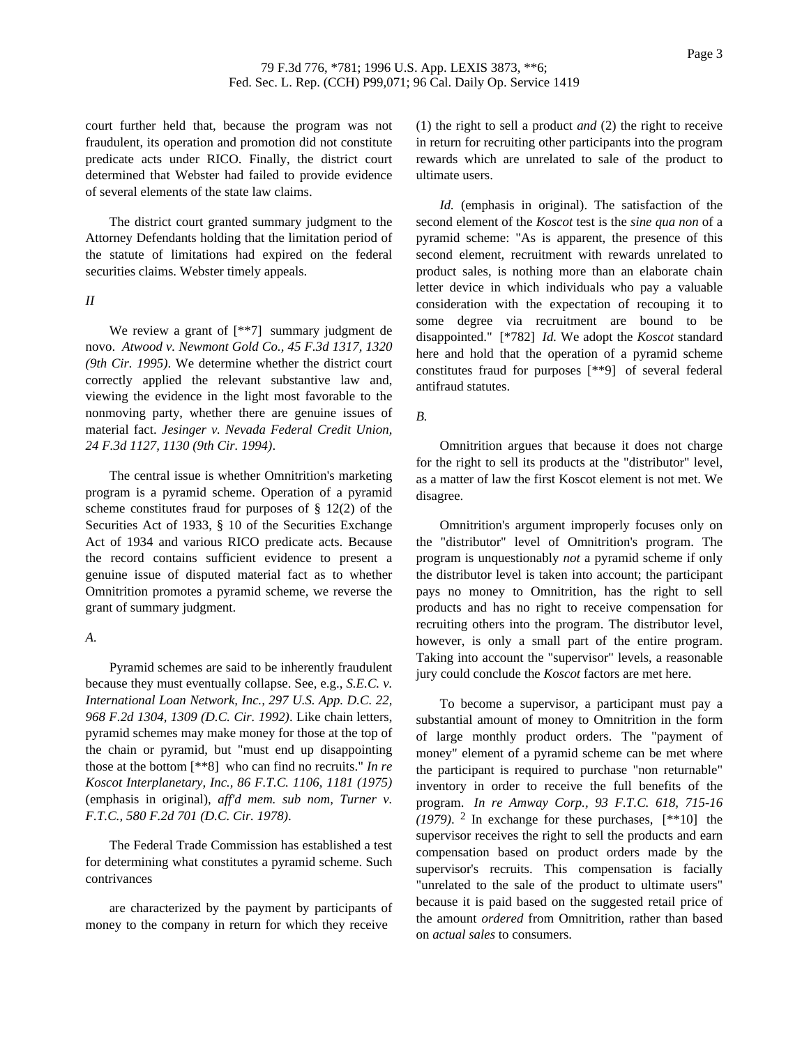court further held that, because the program was not fraudulent, its operation and promotion did not constitute predicate acts under RICO. Finally, the district court determined that Webster had failed to provide evidence of several elements of the state law claims.

The district court granted summary judgment to the Attorney Defendants holding that the limitation period of the statute of limitations had expired on the federal securities claims. Webster timely appeals.

*II*

We review a grant of [**7] summary judgment de novo. *Atwood v. Newmont Gold Co., 45 F.3d 1317, 1320 (9th Cir. 1995)*. We determine whether the district court correctly applied the relevant substantive law and, viewing the evidence in the light most favorable to the nonmoving party, whether there are genuine issues of material fact. *Jesinger v. Nevada Federal Credit Union, 24 F.3d 1127, 1130 (9th Cir. 1994)*.

The central issue is whether Omnitrition's marketing program is a pyramid scheme. Operation of a pyramid scheme constitutes fraud for purposes of § 12(2) of the Securities Act of 1933, § 10 of the Securities Exchange Act of 1934 and various RICO predicate acts. Because the record contains sufficient evidence to present a genuine issue of disputed material fact as to whether Omnitrition promotes a pyramid scheme, we reverse the grant of summary judgment.

*A.*

Pyramid schemes are said to be inherently fraudulent because they must eventually collapse. See, e.g., *S.E.C. v. International Loan Network, Inc., 297 U.S. App. D.C. 22, 968 F.2d 1304, 1309 (D.C. Cir. 1992)*. Like chain letters, pyramid schemes may make money for those at the top of the chain or pyramid, but "must end up disappointing those at the bottom [**8] who can find no recruits." *In re Koscot Interplanetary, Inc., 86 F.T.C. 1106, 1181 (1975)* (emphasis in original), *aff'd mem. sub nom, Turner v. F.T.C., 580 F.2d 701 (D.C. Cir. 1978)*.

The Federal Trade Commission has established a test for determining what constitutes a pyramid scheme. Such contrivances

are characterized by the payment by participants of money to the company in return for which they receive (1) the right to sell a product *and* (2) the right to receive in return for recruiting other participants into the program rewards which are unrelated to sale of the product to ultimate users.

*Id.* (emphasis in original). The satisfaction of the second element of the *Koscot* test is the *sine qua non* of a pyramid scheme: "As is apparent, the presence of this second element, recruitment with rewards unrelated to product sales, is nothing more than an elaborate chain letter device in which individuals who pay a valuable consideration with the expectation of recouping it to some degree via recruitment are bound to be disappointed." [*782] *Id.* We adopt the *Koscot* standard here and hold that the operation of a pyramid scheme constitutes fraud for purposes [**9] of several federal antifraud statutes.

*B.*

Omnitrition argues that because it does not charge for the right to sell its products at the "distributor" level, as a matter of law the first Koscot element is not met. We disagree.

Omnitrition's argument improperly focuses only on the "distributor" level of Omnitrition's program. The program is unquestionably *not* a pyramid scheme if only the distributor level is taken into account; the participant pays no money to Omnitrition, has the right to sell products and has no right to receive compensation for recruiting others into the program. The distributor level, however, is only a small part of the entire program. Taking into account the "supervisor" levels, a reasonable jury could conclude the *Koscot* factors are met here.

To become a supervisor, a participant must pay a substantial amount of money to Omnitrition in the form of large monthly product orders. The "payment of money" element of a pyramid scheme can be met where the participant is required to purchase "non returnable" inventory in order to receive the full benefits of the program. *In re Amway Corp., 93 F.T.C. 618, 715-16 (1979)*. [2] In exchange for these purchases, [**10] the supervisor receives the right to sell the products and earn compensation based on product orders made by the supervisor's recruits. This compensation is facially "unrelated to the sale of the product to ultimate users" because it is paid based on the suggested retail price of the amount *ordered* from Omnitrition, rather than based on *actual sales* to consumers.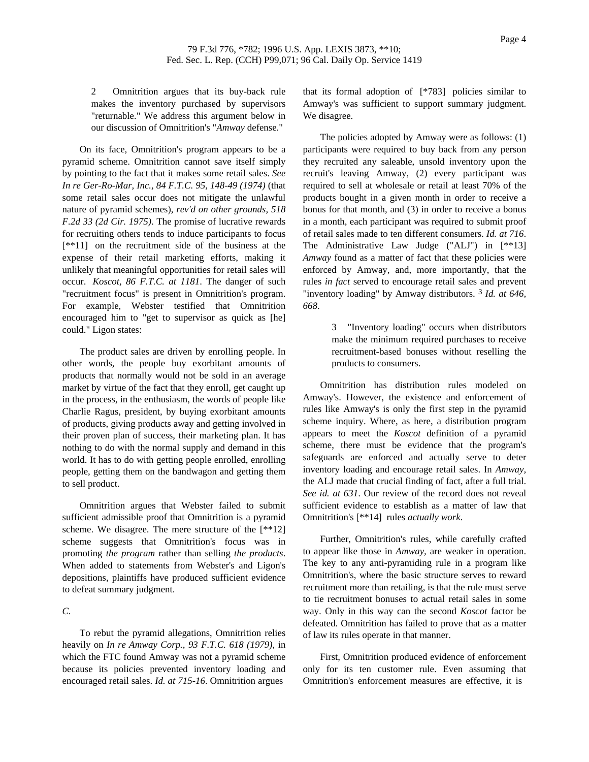2 Omnitrition argues that its buy-back rule makes the inventory purchased by supervisors "returnable." We address this argument below in our discussion of Omnitrition's "*Amway* defense."

On its face, Omnitrition's program appears to be a pyramid scheme. Omnitrition cannot save itself simply by pointing to the fact that it makes some retail sales. *See In re Ger-Ro-Mar, Inc., 84 F.T.C. 95, 148-49 (1974)* (that some retail sales occur does not mitigate the unlawful nature of pyramid schemes), *rev'd on other grounds, 518 F.2d 33 (2d Cir. 1975)*. The promise of lucrative rewards for recruiting others tends to induce participants to focus [**11] on the recruitment side of the business at the expense of their retail marketing efforts, making it unlikely that meaningful opportunities for retail sales will occur. *Koscot, 86 F.T.C. at 1181*. The danger of such "recruitment focus" is present in Omnitrition's program. For example, Webster testified that Omnitrition encouraged him to "get to supervisor as quick as [he] could." Ligon states:

The product sales are driven by enrolling people. In other words, the people buy exorbitant amounts of products that normally would not be sold in an average market by virtue of the fact that they enroll, get caught up in the process, in the enthusiasm, the words of people like Charlie Ragus, president, by buying exorbitant amounts of products, giving products away and getting involved in their proven plan of success, their marketing plan. It has nothing to do with the normal supply and demand in this world. It has to do with getting people enrolled, enrolling people, getting them on the bandwagon and getting them to sell product.

Omnitrition argues that Webster failed to submit sufficient admissible proof that Omnitrition is a pyramid scheme. We disagree. The mere structure of the [**12] scheme suggests that Omnitrition's focus was in promoting *the program* rather than selling *the products*. When added to statements from Webster's and Ligon's depositions, plaintiffs have produced sufficient evidence to defeat summary judgment.

*C.*

To rebut the pyramid allegations, Omnitrition relies heavily on *In re Amway Corp., 93 F.T.C. 618 (1979)*, in which the FTC found Amway was not a pyramid scheme because its policies prevented inventory loading and encouraged retail sales. *Id. at 715-16*. Omnitrition argues that its formal adoption of [*783] policies similar to Amway's was sufficient to support summary judgment. We disagree.

The policies adopted by Amway were as follows: (1) participants were required to buy back from any person they recruited any saleable, unsold inventory upon the recruit's leaving Amway, (2) every participant was required to sell at wholesale or retail at least 70% of the products bought in a given month in order to receive a bonus for that month, and (3) in order to receive a bonus in a month, each participant was required to submit proof of retail sales made to ten different consumers. *Id. at 716*. The Administrative Law Judge ("ALJ") in [**13] *Amway* found as a matter of fact that these policies were enforced by Amway, and, more importantly, that the rules *in fact* served to encourage retail sales and prevent "inventory loading" by Amway distributors. [3] *Id. at 646, 668*.

3 "Inventory loading" occurs when distributors make the minimum required purchases to receive recruitment-based bonuses without reselling the products to consumers.

Omnitrition has distribution rules modeled on Amway's. However, the existence and enforcement of rules like Amway's is only the first step in the pyramid scheme inquiry. Where, as here, a distribution program appears to meet the *Koscot* definition of a pyramid scheme, there must be evidence that the program's safeguards are enforced and actually serve to deter inventory loading and encourage retail sales. In *Amway*, the ALJ made that crucial finding of fact, after a full trial. *See id. at 631*. Our review of the record does not reveal sufficient evidence to establish as a matter of law that Omnitrition's [**14] rules *actually work*.

Further, Omnitrition's rules, while carefully crafted to appear like those in *Amway*, are weaker in operation. The key to any anti-pyramiding rule in a program like Omnitrition's, where the basic structure serves to reward recruitment more than retailing, is that the rule must serve to tie recruitment bonuses to actual retail sales in some way. Only in this way can the second *Koscot* factor be defeated. Omnitrition has failed to prove that as a matter of law its rules operate in that manner.

First, Omnitrition produced evidence of enforcement only for its ten customer rule. Even assuming that Omnitrition's enforcement measures are effective, it is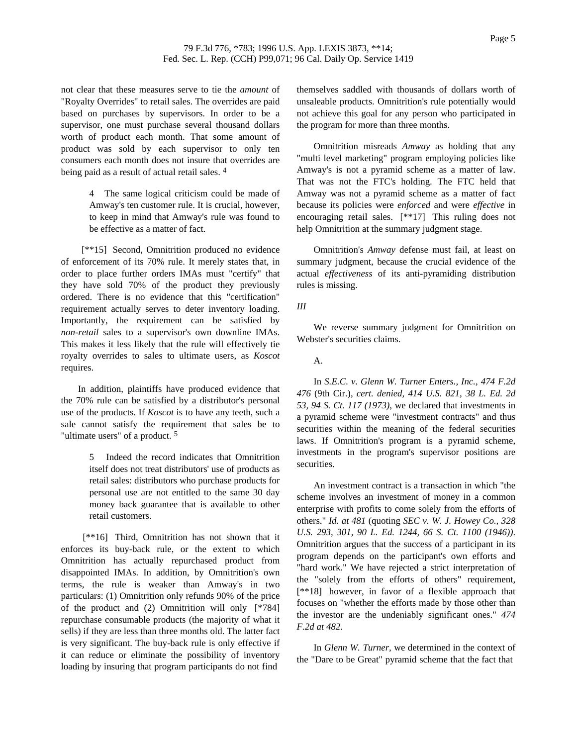not clear that these measures serve to tie the *amount* of "Royalty Overrides" to retail sales. The overrides are paid based on purchases by supervisors. In order to be a supervisor, one must purchase several thousand dollars worth of product each month. That some amount of product was sold by each supervisor to only ten consumers each month does not insure that overrides are being paid as a result of actual retail sales. [4]

> 4 The same logical criticism could be made of Amway's ten customer rule. It is crucial, however, to keep in mind that Amway's rule was found to be effective as a matter of fact.

[**15] Second, Omnitrition produced no evidence of enforcement of its 70% rule. It merely states that, in order to place further orders IMAs must "certify" that they have sold 70% of the product they previously ordered. There is no evidence that this "certification" requirement actually serves to deter inventory loading. Importantly, the requirement can be satisfied by *non-retail* sales to a supervisor's own downline IMAs. This makes it less likely that the rule will effectively tie royalty overrides to sales to ultimate users, as *Koscot* requires.

In addition, plaintiffs have produced evidence that the 70% rule can be satisfied by a distributor's personal use of the products. If *Koscot* is to have any teeth, such a sale cannot satisfy the requirement that sales be to "ultimate users" of a product. [5]

> 5 Indeed the record indicates that Omnitrition itself does not treat distributors' use of products as retail sales: distributors who purchase products for personal use are not entitled to the same 30 day money back guarantee that is available to other retail customers.

[**16] Third, Omnitrition has not shown that it enforces its buy-back rule, or the extent to which Omnitrition has actually repurchased product from disappointed IMAs. In addition, by Omnitrition's own terms, the rule is weaker than Amway's in two particulars: (1) Omnitrition only refunds 90% of the price of the product and (2) Omnitrition will only [*784] repurchase consumable products (the majority of what it sells) if they are less than three months old. The latter fact is very significant. The buy-back rule is only effective if it can reduce or eliminate the possibility of inventory loading by insuring that program participants do not find themselves saddled with thousands of dollars worth of unsaleable products. Omnitrition's rule potentially would not achieve this goal for any person who participated in the program for more than three months.

Omnitrition misreads *Amway* as holding that any "multi level marketing" program employing policies like Amway's is not a pyramid scheme as a matter of law. That was not the FTC's holding. The FTC held that Amway was not a pyramid scheme as a matter of fact because its policies were *enforced* and were *effective* in encouraging retail sales. [**17] This ruling does not help Omnitrition at the summary judgment stage.

Omnitrition's *Amway* defense must fail, at least on summary judgment, because the crucial evidence of the actual *effectiveness* of its anti-pyramiding distribution rules is missing.

*III*

We reverse summary judgment for Omnitrition on Webster's securities claims.

A.

In *S.E.C. v. Glenn W. Turner Enters., Inc., 474 F.2d 476* (9th Cir.), *cert. denied, 414 U.S. 821, 38 L. Ed. 2d 53, 94 S. Ct. 117 (1973)*, we declared that investments in a pyramid scheme were "investment contracts" and thus securities within the meaning of the federal securities laws. If Omnitrition's program is a pyramid scheme, investments in the program's supervisor positions are securities.

An investment contract is a transaction in which "the scheme involves an investment of money in a common enterprise with profits to come solely from the efforts of others." *Id. at 481* (quoting *SEC v. W. J. Howey Co., 328 U.S. 293, 301, 90 L. Ed. 1244, 66 S. Ct. 1100 (1946))*. Omnitrition argues that the success of a participant in its program depends on the participant's own efforts and "hard work." We have rejected a strict interpretation of the "solely from the efforts of others" requirement, [**18] however, in favor of a flexible approach that focuses on "whether the efforts made by those other than the investor are the undeniably significant ones." *474 F.2d at 482*.

In *Glenn W. Turner*, we determined in the context of the "Dare to be Great" pyramid scheme that the fact that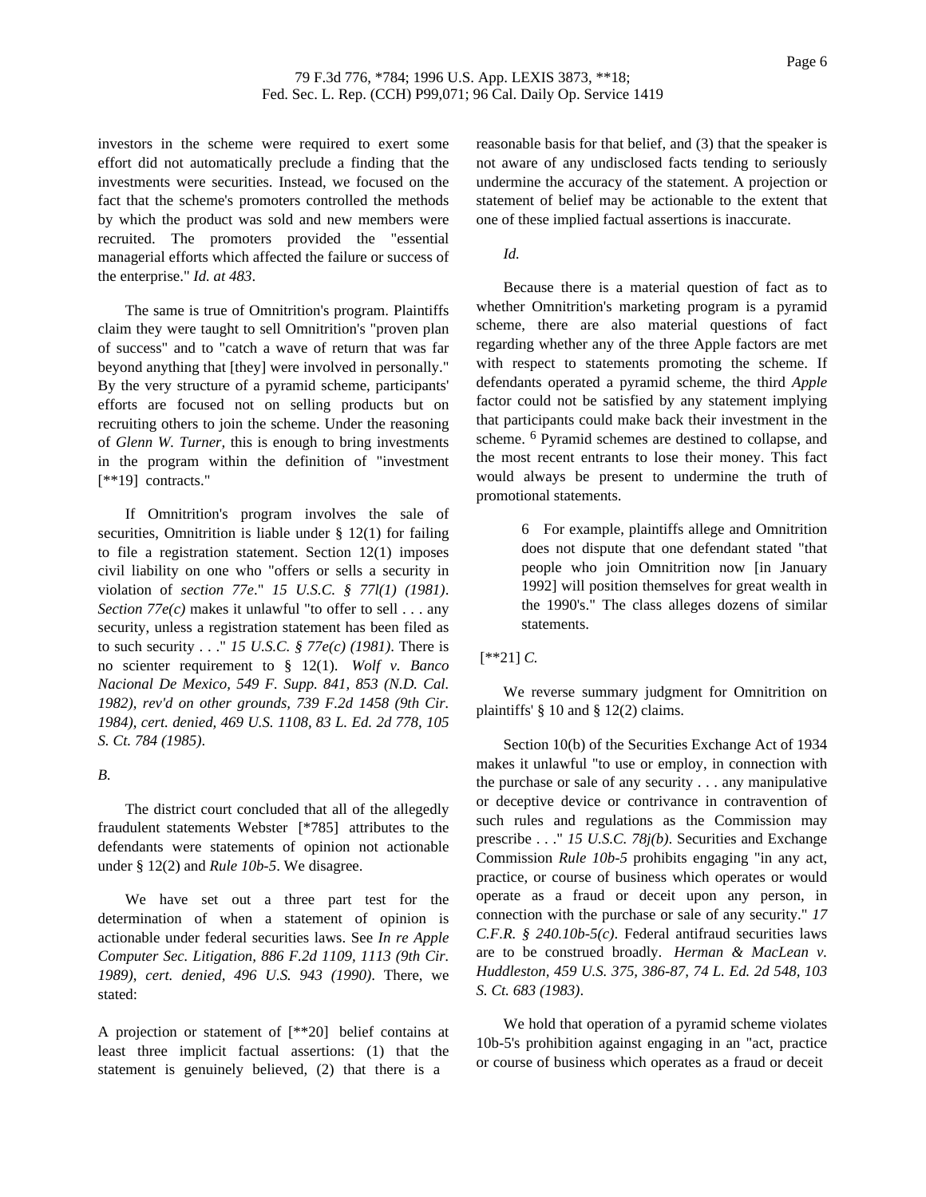investors in the scheme were required to exert some effort did not automatically preclude a finding that the investments were securities. Instead, we focused on the fact that the scheme's promoters controlled the methods by which the product was sold and new members were recruited. The promoters provided the "essential managerial efforts which affected the failure or success of the enterprise." *Id. at 483*.

The same is true of Omnitrition's program. Plaintiffs claim they were taught to sell Omnitrition's "proven plan of success" and to "catch a wave of return that was far beyond anything that [they] were involved in personally." By the very structure of a pyramid scheme, participants' efforts are focused not on selling products but on recruiting others to join the scheme. Under the reasoning of *Glenn W. Turner*, this is enough to bring investments in the program within the definition of "investment [**19] contracts."

If Omnitrition's program involves the sale of securities, Omnitrition is liable under § 12(1) for failing to file a registration statement. Section 12(1) imposes civil liability on one who "offers or sells a security in violation of *section 77e*." *15 U.S.C. § 77l(1) (1981)*. *Section 77e(c)* makes it unlawful "to offer to sell . . . any security, unless a registration statement has been filed as to such security . . ." *15 U.S.C. § 77e(c) (1981)*. There is no scienter requirement to § 12(1). *Wolf v. Banco Nacional De Mexico, 549 F. Supp. 841, 853 (N.D. Cal. 1982), rev'd on other grounds, 739 F.2d 1458 (9th Cir. 1984), cert. denied, 469 U.S. 1108, 83 L. Ed. 2d 778, 105 S. Ct. 784 (1985)*.

*B.*

The district court concluded that all of the allegedly fraudulent statements Webster [*785] attributes to the defendants were statements of opinion not actionable under § 12(2) and *Rule 10b-5*. We disagree.

We have set out a three part test for the determination of when a statement of opinion is actionable under federal securities laws. See *In re Apple Computer Sec. Litigation, 886 F.2d 1109, 1113 (9th Cir. 1989), cert. denied, 496 U.S. 943 (1990)*. There, we stated:

A projection or statement of [**20] belief contains at least three implicit factual assertions: (1) that the statement is genuinely believed, (2) that there is a reasonable basis for that belief, and (3) that the speaker is not aware of any undisclosed facts tending to seriously undermine the accuracy of the statement. A projection or statement of belief may be actionable to the extent that one of these implied factual assertions is inaccurate.

*Id.*

Because there is a material question of fact as to whether Omnitrition's marketing program is a pyramid scheme, there are also material questions of fact regarding whether any of the three Apple factors are met with respect to statements promoting the scheme. If defendants operated a pyramid scheme, the third *Apple* factor could not be satisfied by any statement implying that participants could make back their investment in the scheme. [6] Pyramid schemes are destined to collapse, and the most recent entrants to lose their money. This fact would always be present to undermine the truth of promotional statements.

> 6 For example, plaintiffs allege and Omnitrition does not dispute that one defendant stated "that people who join Omnitrition now [in January 1992] will position themselves for great wealth in the 1990's." The class alleges dozens of similar statements.

[**21] *C.*

We reverse summary judgment for Omnitrition on plaintiffs' § 10 and § 12(2) claims.

Section 10(b) of the Securities Exchange Act of 1934 makes it unlawful "to use or employ, in connection with the purchase or sale of any security . . . any manipulative or deceptive device or contrivance in contravention of such rules and regulations as the Commission may prescribe . . ." *15 U.S.C. 78j(b)*. Securities and Exchange Commission *Rule 10b-5* prohibits engaging "in any act, practice, or course of business which operates or would operate as a fraud or deceit upon any person, in connection with the purchase or sale of any security." *17 C.F.R. § 240.10b-5(c)*. Federal antifraud securities laws are to be construed broadly. *Herman & MacLean v. Huddleston, 459 U.S. 375, 386-87, 74 L. Ed. 2d 548, 103 S. Ct. 683 (1983)*.

We hold that operation of a pyramid scheme violates 10b-5's prohibition against engaging in an "act, practice or course of business which operates as a fraud or deceit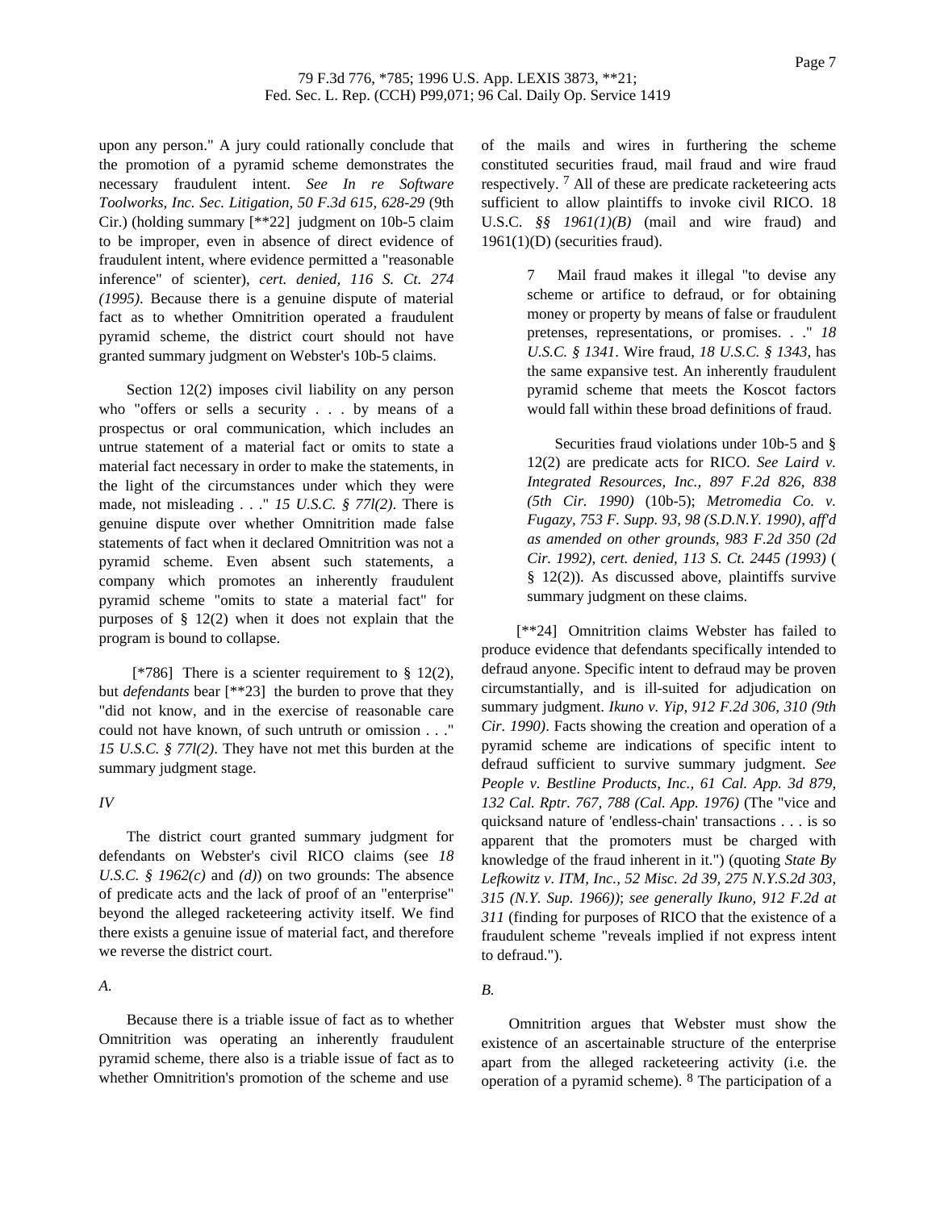upon any person." A jury could rationally conclude that the promotion of a pyramid scheme demonstrates the necessary fraudulent intent. *See In re Software Toolworks, Inc. Sec. Litigation, 50 F.3d 615, 628-29* (9th Cir.) (holding summary [**22] judgment on 10b-5 claim to be improper, even in absence of direct evidence of fraudulent intent, where evidence permitted a "reasonable inference" of scienter), *cert. denied, 116 S. Ct. 274 (1995)*. Because there is a genuine dispute of material fact as to whether Omnitrition operated a fraudulent pyramid scheme, the district court should not have granted summary judgment on Webster's 10b-5 claims.

Section 12(2) imposes civil liability on any person who "offers or sells a security . . . by means of a prospectus or oral communication, which includes an untrue statement of a material fact or omits to state a material fact necessary in order to make the statements, in the light of the circumstances under which they were made, not misleading . . ." *15 U.S.C. § 77l(2)*. There is genuine dispute over whether Omnitrition made false statements of fact when it declared Omnitrition was not a pyramid scheme. Even absent such statements, a company which promotes an inherently fraudulent pyramid scheme "omits to state a material fact" for purposes of § 12(2) when it does not explain that the program is bound to collapse.

[*786] There is a scienter requirement to § 12(2), but *defendants* bear [**23] the burden to prove that they "did not know, and in the exercise of reasonable care could not have known, of such untruth or omission . . ." *15 U.S.C. § 77l(2)*. They have not met this burden at the summary judgment stage.

*IV*

The district court granted summary judgment for defendants on Webster's civil RICO claims (see *18 U.S.C. § 1962(c)* and *(d)*) on two grounds: The absence of predicate acts and the lack of proof of an "enterprise" beyond the alleged racketeering activity itself. We find there exists a genuine issue of material fact, and therefore we reverse the district court.

*A.*

Because there is a triable issue of fact as to whether Omnitrition was operating an inherently fraudulent pyramid scheme, there also is a triable issue of fact as to whether Omnitrition's promotion of the scheme and use of the mails and wires in furthering the scheme constituted securities fraud, mail fraud and wire fraud respectively. [7] All of these are predicate racketeering acts sufficient to allow plaintiffs to invoke civil RICO. 18 U.S.C. *§§ 1961(1)(B)* (mail and wire fraud) and 1961(1)(D) (securities fraud).

> 7 Mail fraud makes it illegal "to devise any scheme or artifice to defraud, or for obtaining money or property by means of false or fraudulent pretenses, representations, or promises. . ." *18 U.S.C. § 1341*. Wire fraud, *18 U.S.C. § 1343*, has the same expansive test. An inherently fraudulent pyramid scheme that meets the Koscot factors would fall within these broad definitions of fraud.
>
> Securities fraud violations under 10b-5 and § 12(2) are predicate acts for RICO. *See Laird v. Integrated Resources, Inc., 897 F.2d 826, 838 (5th Cir. 1990)* (10b-5); *Metromedia Co. v. Fugazy, 753 F. Supp. 93, 98 (S.D.N.Y. 1990), aff'd as amended on other grounds, 983 F.2d 350 (2d Cir. 1992), cert. denied, 113 S. Ct. 2445 (1993)* ( § 12(2)). As discussed above, plaintiffs survive summary judgment on these claims.

[**24] Omnitrition claims Webster has failed to produce evidence that defendants specifically intended to defraud anyone. Specific intent to defraud may be proven circumstantially, and is ill-suited for adjudication on summary judgment. *Ikuno v. Yip, 912 F.2d 306, 310 (9th Cir. 1990)*. Facts showing the creation and operation of a pyramid scheme are indications of specific intent to defraud sufficient to survive summary judgment. *See People v. Bestline Products, Inc., 61 Cal. App. 3d 879, 132 Cal. Rptr. 767, 788 (Cal. App. 1976)* (The "vice and quicksand nature of 'endless-chain' transactions . . . is so apparent that the promoters must be charged with knowledge of the fraud inherent in it.") (quoting *State By Lefkowitz v. ITM, Inc., 52 Misc. 2d 39, 275 N.Y.S.2d 303, 315 (N.Y. Sup. 1966))*; *see generally Ikuno, 912 F.2d at 311* (finding for purposes of RICO that the existence of a fraudulent scheme "reveals implied if not express intent to defraud.").

*B.*

Omnitrition argues that Webster must show the existence of an ascertainable structure of the enterprise apart from the alleged racketeering activity (i.e. the operation of a pyramid scheme). [8] The participation of a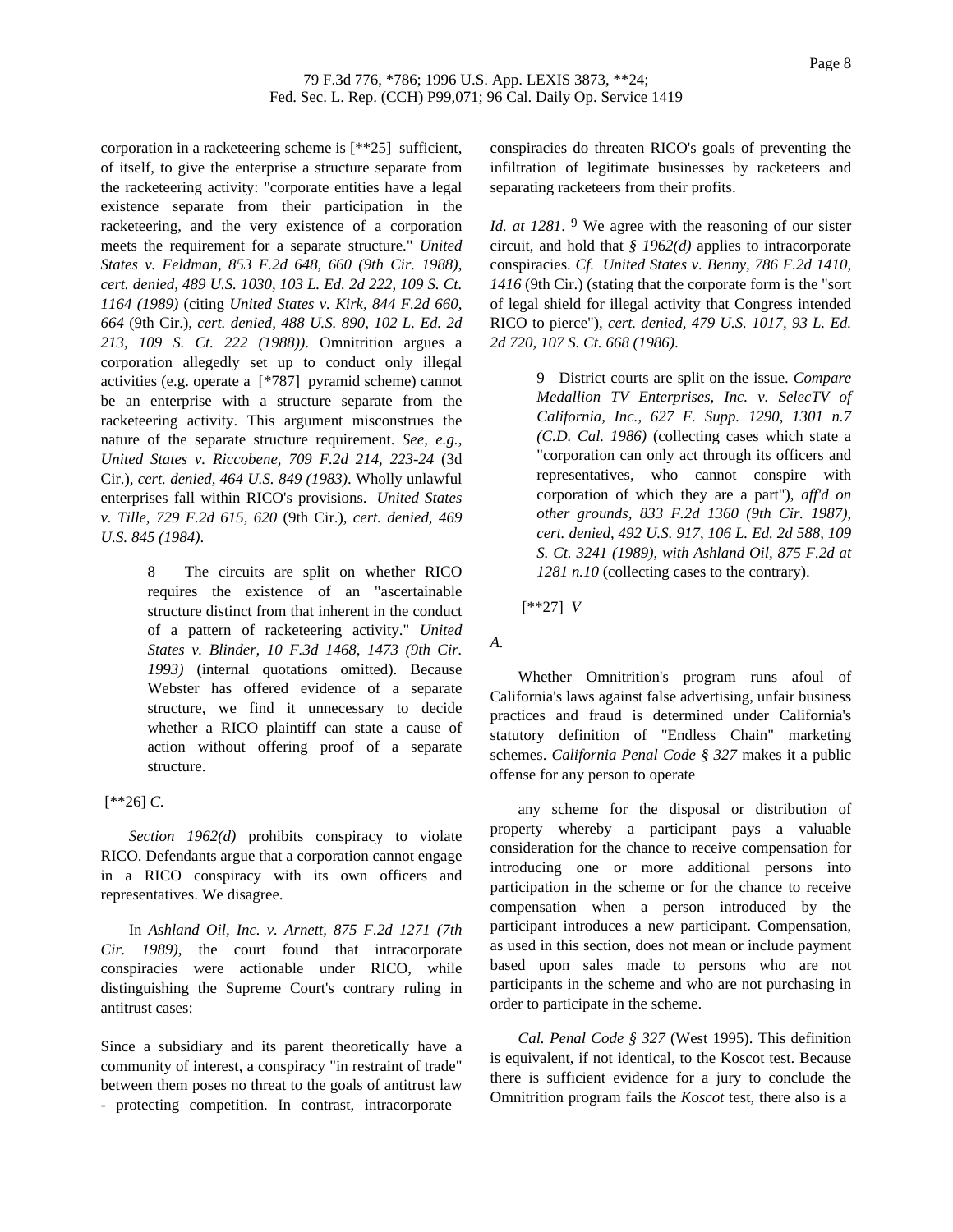corporation in a racketeering scheme is [**25] sufficient, of itself, to give the enterprise a structure separate from the racketeering activity: "corporate entities have a legal existence separate from their participation in the racketeering, and the very existence of a corporation meets the requirement for a separate structure." *United States v. Feldman, 853 F.2d 648, 660 (9th Cir. 1988), cert. denied, 489 U.S. 1030, 103 L. Ed. 2d 222, 109 S. Ct. 1164 (1989)* (citing *United States v. Kirk, 844 F.2d 660, 664* (9th Cir.), *cert. denied, 488 U.S. 890, 102 L. Ed. 2d 213, 109 S. Ct. 222 (1988))*. Omnitrition argues a corporation allegedly set up to conduct only illegal activities (e.g. operate a [*787] pyramid scheme) cannot be an enterprise with a structure separate from the racketeering activity. This argument misconstrues the nature of the separate structure requirement. *See, e.g., United States v. Riccobene, 709 F.2d 214, 223-24* (3d Cir.), *cert. denied, 464 U.S. 849 (1983)*. Wholly unlawful enterprises fall within RICO's provisions. *United States v. Tille, 729 F.2d 615, 620* (9th Cir.), *cert. denied, 469 U.S. 845 (1984)*.

> 8 The circuits are split on whether RICO requires the existence of an "ascertainable structure distinct from that inherent in the conduct of a pattern of racketeering activity." *United States v. Blinder, 10 F.3d 1468, 1473 (9th Cir. 1993)* (internal quotations omitted). Because Webster has offered evidence of a separate structure, we find it unnecessary to decide whether a RICO plaintiff can state a cause of action without offering proof of a separate structure.

[**26] *C.*

*Section 1962(d)* prohibits conspiracy to violate RICO. Defendants argue that a corporation cannot engage in a RICO conspiracy with its own officers and representatives. We disagree.

In *Ashland Oil, Inc. v. Arnett, 875 F.2d 1271 (7th Cir. 1989)*, the court found that intracorporate conspiracies were actionable under RICO, while distinguishing the Supreme Court's contrary ruling in antitrust cases:

Since a subsidiary and its parent theoretically have a community of interest, a conspiracy "in restraint of trade" between them poses no threat to the goals of antitrust law - protecting competition. In contrast, intracorporate conspiracies do threaten RICO's goals of preventing the infiltration of legitimate businesses by racketeers and separating racketeers from their profits.

*Id. at 1281*. [9] We agree with the reasoning of our sister circuit, and hold that *§ 1962(d)* applies to intracorporate conspiracies. *Cf. United States v. Benny, 786 F.2d 1410, 1416* (9th Cir.) (stating that the corporate form is the "sort of legal shield for illegal activity that Congress intended RICO to pierce"), *cert. denied, 479 U.S. 1017, 93 L. Ed. 2d 720, 107 S. Ct. 668 (1986)*.

> 9 District courts are split on the issue. *Compare Medallion TV Enterprises, Inc. v. SelecTV of California, Inc., 627 F. Supp. 1290, 1301 n.7 (C.D. Cal. 1986)* (collecting cases which state a "corporation can only act through its officers and representatives, who cannot conspire with corporation of which they are a part"), *aff'd on other grounds, 833 F.2d 1360 (9th Cir. 1987), cert. denied, 492 U.S. 917, 106 L. Ed. 2d 588, 109 S. Ct. 3241 (1989), with Ashland Oil, 875 F.2d at 1281 n.10* (collecting cases to the contrary).

[**27] *V*

*A.*

Whether Omnitrition's program runs afoul of California's laws against false advertising, unfair business practices and fraud is determined under California's statutory definition of "Endless Chain" marketing schemes. *California Penal Code § 327* makes it a public offense for any person to operate

> any scheme for the disposal or distribution of property whereby a participant pays a valuable consideration for the chance to receive compensation for introducing one or more additional persons into participation in the scheme or for the chance to receive compensation when a person introduced by the participant introduces a new participant. Compensation, as used in this section, does not mean or include payment based upon sales made to persons who are not participants in the scheme and who are not purchasing in order to participate in the scheme.

*Cal. Penal Code § 327* (West 1995). This definition is equivalent, if not identical, to the Koscot test. Because there is sufficient evidence for a jury to conclude the Omnitrition program fails the *Koscot* test, there also is a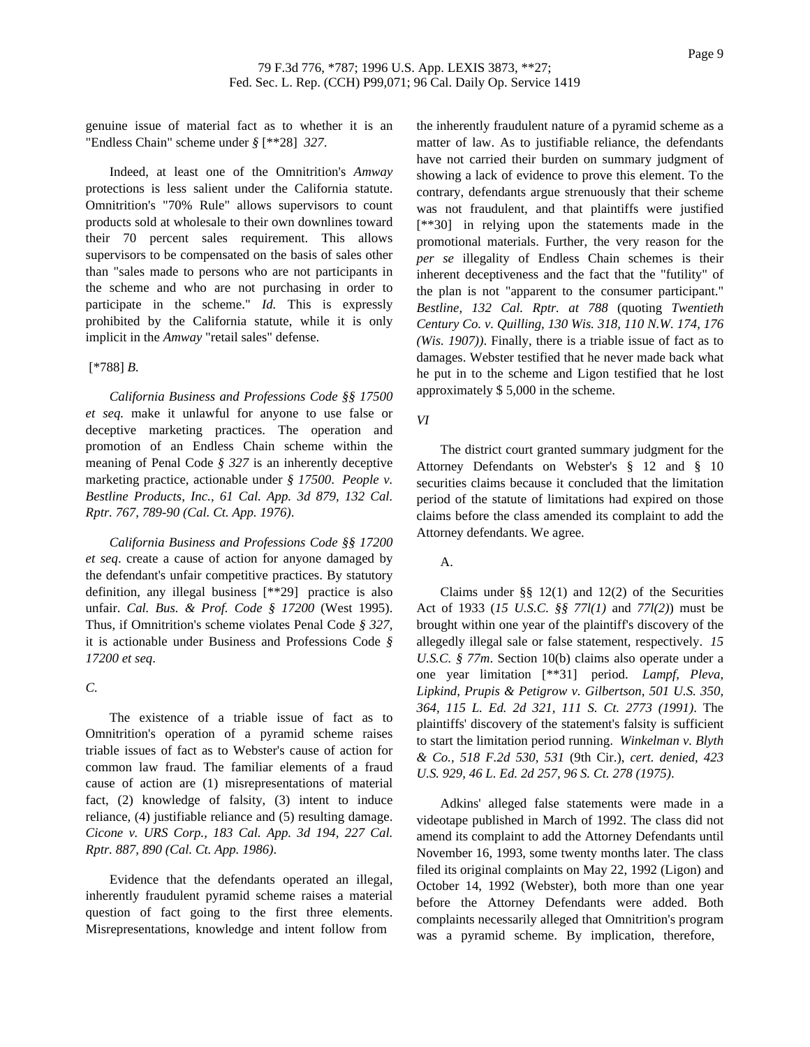genuine issue of material fact as to whether it is an "Endless Chain" scheme under *§* [**28] *327*.

Indeed, at least one of the Omnitrition's *Amway* protections is less salient under the California statute. Omnitrition's "70% Rule" allows supervisors to count products sold at wholesale to their own downlines toward their 70 percent sales requirement. This allows supervisors to be compensated on the basis of sales other than "sales made to persons who are not participants in the scheme and who are not purchasing in order to participate in the scheme." *Id.* This is expressly prohibited by the California statute, while it is only implicit in the *Amway* "retail sales" defense.

[*788] *B.*

*California Business and Professions Code §§ 17500 et seq.* make it unlawful for anyone to use false or deceptive marketing practices. The operation and promotion of an Endless Chain scheme within the meaning of Penal Code *§ 327* is an inherently deceptive marketing practice, actionable under *§ 17500*. *People v. Bestline Products, Inc., 61 Cal. App. 3d 879, 132 Cal. Rptr. 767, 789-90 (Cal. Ct. App. 1976)*.

*California Business and Professions Code §§ 17200 et seq*. create a cause of action for anyone damaged by the defendant's unfair competitive practices. By statutory definition, any illegal business [**29] practice is also unfair. *Cal. Bus. & Prof. Code § 17200* (West 1995). Thus, if Omnitrition's scheme violates Penal Code *§ 327*, it is actionable under Business and Professions Code *§ 17200 et seq*.

*C.*

The existence of a triable issue of fact as to Omnitrition's operation of a pyramid scheme raises triable issues of fact as to Webster's cause of action for common law fraud. The familiar elements of a fraud cause of action are (1) misrepresentations of material fact, (2) knowledge of falsity, (3) intent to induce reliance, (4) justifiable reliance and (5) resulting damage. *Cicone v. URS Corp., 183 Cal. App. 3d 194, 227 Cal. Rptr. 887, 890 (Cal. Ct. App. 1986)*.

Evidence that the defendants operated an illegal, inherently fraudulent pyramid scheme raises a material question of fact going to the first three elements. Misrepresentations, knowledge and intent follow from the inherently fraudulent nature of a pyramid scheme as a matter of law. As to justifiable reliance, the defendants have not carried their burden on summary judgment of showing a lack of evidence to prove this element. To the contrary, defendants argue strenuously that their scheme was not fraudulent, and that plaintiffs were justified [**30] in relying upon the statements made in the promotional materials. Further, the very reason for the *per se* illegality of Endless Chain schemes is their inherent deceptiveness and the fact that the "futility" of the plan is not "apparent to the consumer participant." *Bestline, 132 Cal. Rptr. at 788* (quoting *Twentieth Century Co. v. Quilling, 130 Wis. 318, 110 N.W. 174, 176 (Wis. 1907))*. Finally, there is a triable issue of fact as to damages. Webster testified that he never made back what he put in to the scheme and Ligon testified that he lost approximately $ 5,000 in the scheme.

*VI*

The district court granted summary judgment for the Attorney Defendants on Webster's § 12 and § 10 securities claims because it concluded that the limitation period of the statute of limitations had expired on those claims before the class amended its complaint to add the Attorney defendants. We agree.

A.

Claims under §§ 12(1) and 12(2) of the Securities Act of 1933 (*15 U.S.C. §§ 77l(1)* and *77l(2)*) must be brought within one year of the plaintiff's discovery of the allegedly illegal sale or false statement, respectively. *15 U.S.C. § 77m*. Section 10(b) claims also operate under a one year limitation [**31] period. *Lampf, Pleva, Lipkind, Prupis & Petigrow v. Gilbertson, 501 U.S. 350, 364, 115 L. Ed. 2d 321, 111 S. Ct. 2773 (1991)*. The plaintiffs' discovery of the statement's falsity is sufficient to start the limitation period running. *Winkelman v. Blyth & Co., 518 F.2d 530, 531* (9th Cir.), *cert. denied, 423 U.S. 929, 46 L. Ed. 2d 257, 96 S. Ct. 278 (1975)*.

Adkins' alleged false statements were made in a videotape published in March of 1992. The class did not amend its complaint to add the Attorney Defendants until November 16, 1993, some twenty months later. The class filed its original complaints on May 22, 1992 (Ligon) and October 14, 1992 (Webster), both more than one year before the Attorney Defendants were added. Both complaints necessarily alleged that Omnitrition's program was a pyramid scheme. By implication, therefore,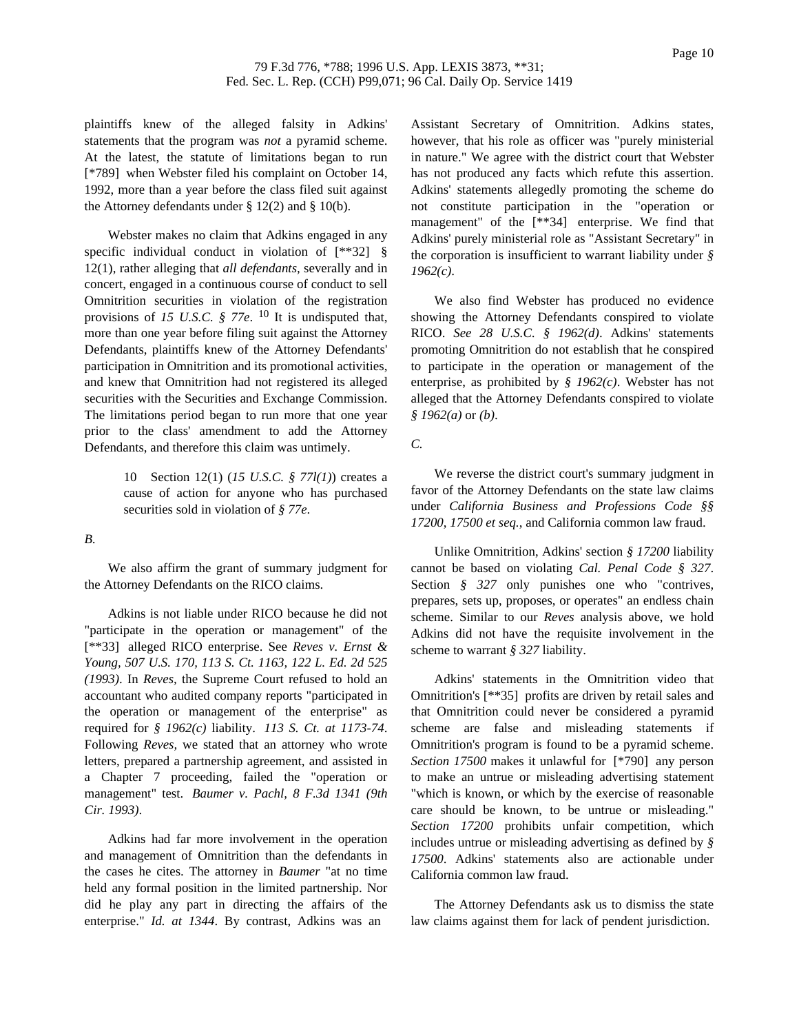plaintiffs knew of the alleged falsity in Adkins' statements that the program was *not* a pyramid scheme. At the latest, the statute of limitations began to run [*789] when Webster filed his complaint on October 14, 1992, more than a year before the class filed suit against the Attorney defendants under § 12(2) and § 10(b).

Webster makes no claim that Adkins engaged in any specific individual conduct in violation of [**32] § 12(1), rather alleging that *all defendants,* severally and in concert, engaged in a continuous course of conduct to sell Omnitrition securities in violation of the registration provisions of *15 U.S.C. § 77e*. [10] It is undisputed that, more than one year before filing suit against the Attorney Defendants, plaintiffs knew of the Attorney Defendants' participation in Omnitrition and its promotional activities, and knew that Omnitrition had not registered its alleged securities with the Securities and Exchange Commission. The limitations period began to run more that one year prior to the class' amendment to add the Attorney Defendants, and therefore this claim was untimely.

> 10 Section 12(1) (*15 U.S.C. § 77l(1)*) creates a cause of action for anyone who has purchased securities sold in violation of *§ 77e*.

*B.*

We also affirm the grant of summary judgment for the Attorney Defendants on the RICO claims.

Adkins is not liable under RICO because he did not "participate in the operation or management" of the [**33] alleged RICO enterprise. See *Reves v. Ernst & Young, 507 U.S. 170, 113 S. Ct. 1163, 122 L. Ed. 2d 525 (1993)*. In *Reves,* the Supreme Court refused to hold an accountant who audited company reports "participated in the operation or management of the enterprise" as required for *§ 1962(c)* liability. *113 S. Ct. at 1173-74*. Following *Reves,* we stated that an attorney who wrote letters, prepared a partnership agreement, and assisted in a Chapter 7 proceeding, failed the "operation or management" test. *Baumer v. Pachl, 8 F.3d 1341 (9th Cir. 1993)*.

Adkins had far more involvement in the operation and management of Omnitrition than the defendants in the cases he cites. The attorney in *Baumer* "at no time held any formal position in the limited partnership. Nor did he play any part in directing the affairs of the enterprise." *Id. at 1344*. By contrast, Adkins was an Assistant Secretary of Omnitrition. Adkins states, however, that his role as officer was "purely ministerial in nature." We agree with the district court that Webster has not produced any facts which refute this assertion. Adkins' statements allegedly promoting the scheme do not constitute participation in the "operation or management" of the [**34] enterprise. We find that Adkins' purely ministerial role as "Assistant Secretary" in the corporation is insufficient to warrant liability under *§ 1962(c)*.

We also find Webster has produced no evidence showing the Attorney Defendants conspired to violate RICO. *See 28 U.S.C. § 1962(d)*. Adkins' statements promoting Omnitrition do not establish that he conspired to participate in the operation or management of the enterprise, as prohibited by *§ 1962(c)*. Webster has not alleged that the Attorney Defendants conspired to violate *§ 1962(a)* or *(b)*.

*C.*

We reverse the district court's summary judgment in favor of the Attorney Defendants on the state law claims under *California Business and Professions Code §§ 17200, 17500 et seq.*, and California common law fraud.

Unlike Omnitrition, Adkins' section *§ 17200* liability cannot be based on violating *Cal. Penal Code § 327*. Section *§ 327* only punishes one who "contrives, prepares, sets up, proposes, or operates" an endless chain scheme. Similar to our *Reves* analysis above, we hold Adkins did not have the requisite involvement in the scheme to warrant *§ 327* liability.

Adkins' statements in the Omnitrition video that Omnitrition's [**35] profits are driven by retail sales and that Omnitrition could never be considered a pyramid scheme are false and misleading statements if Omnitrition's program is found to be a pyramid scheme. *Section 17500* makes it unlawful for [*790] any person to make an untrue or misleading advertising statement "which is known, or which by the exercise of reasonable care should be known, to be untrue or misleading." *Section 17200* prohibits unfair competition, which includes untrue or misleading advertising as defined by *§ 17500*. Adkins' statements also are actionable under California common law fraud.

The Attorney Defendants ask us to dismiss the state law claims against them for lack of pendent jurisdiction.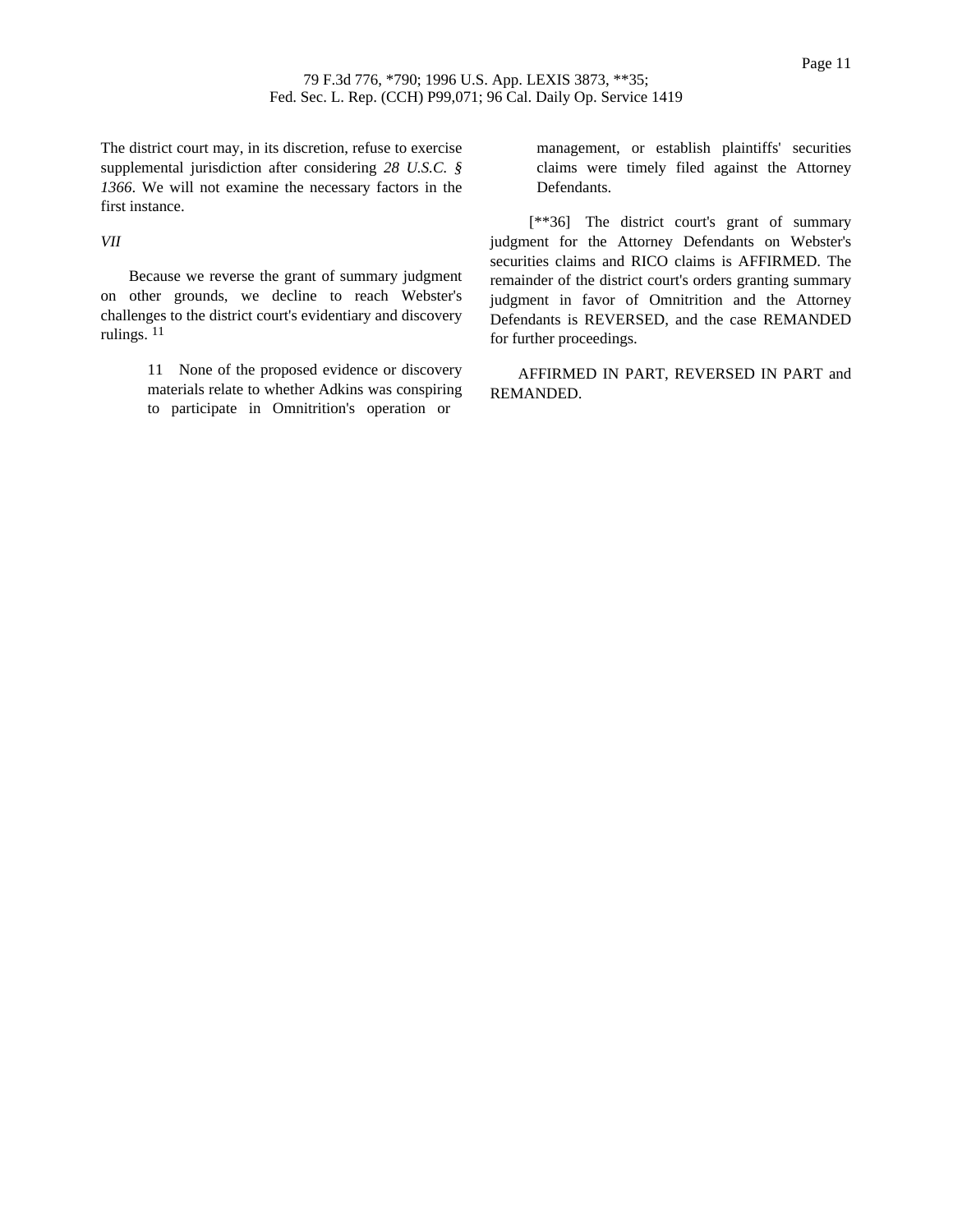The district court may, in its discretion, refuse to exercise supplemental jurisdiction after considering *28 U.S.C. § 1366*. We will not examine the necessary factors in the first instance.

*VII*

Because we reverse the grant of summary judgment on other grounds, we decline to reach Webster's challenges to the district court's evidentiary and discovery rulings. [11]

[**36] The district court's grant of summary judgment for the Attorney Defendants on Webster's securities claims and RICO claims is AFFIRMED. The remainder of the district court's orders granting summary judgment in favor of Omnitrition and the Attorney Defendants is REVERSED, and the case REMANDED for further proceedings.

AFFIRMED IN PART, REVERSED IN PART and REMANDED.

11 None of the proposed evidence or discovery materials relate to whether Adkins was conspiring to participate in Omnitrition's operation or management, or establish plaintiffs' securities claims were timely filed against the Attorney Defendants.